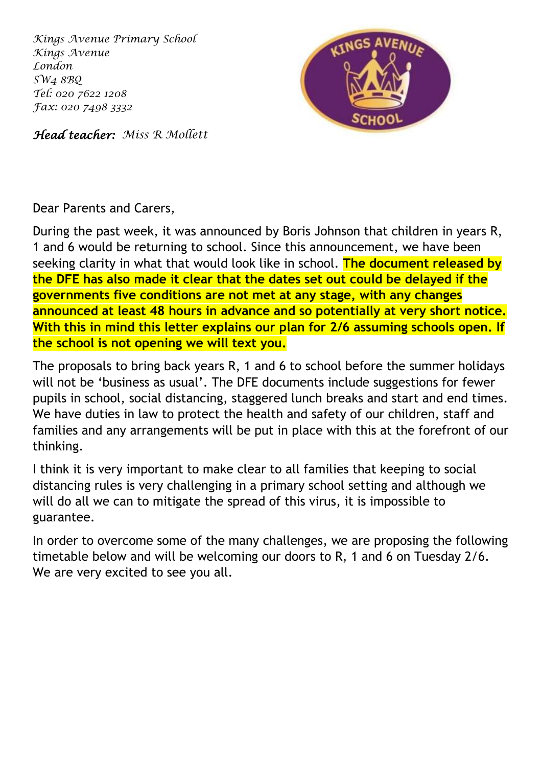*Kings Avenue Primary School*
*Kings Avenue*
*London*
*SW4 8BQ*
*Tel: 020 7622 1208*
*Fax: 020 7498 3332*

***Head teacher:*** *Miss R Mollett*

Dear Parents and Carers,

During the past week, it was announced by Boris Johnson that children in years R, 1 and 6 would be returning to school. Since this announcement, we have been seeking clarity in what that would look like in school. **The document released by the DFE has also made it clear that the dates set out could be delayed if the governments five conditions are not met at any stage, with any changes announced at least 48 hours in advance and so potentially at very short notice. With this in mind this letter explains our plan for 2/6 assuming schools open. If the school is not opening we will text you.**

The proposals to bring back years R, 1 and 6 to school before the summer holidays will not be 'business as usual'. The DFE documents include suggestions for fewer pupils in school, social distancing, staggered lunch breaks and start and end times. We have duties in law to protect the health and safety of our children, staff and families and any arrangements will be put in place with this at the forefront of our thinking.

I think it is very important to make clear to all families that keeping to social distancing rules is very challenging in a primary school setting and although we will do all we can to mitigate the spread of this virus, it is impossible to guarantee.

In order to overcome some of the many challenges, we are proposing the following timetable below and will be welcoming our doors to R, 1 and 6 on Tuesday 2/6. We are very excited to see you all.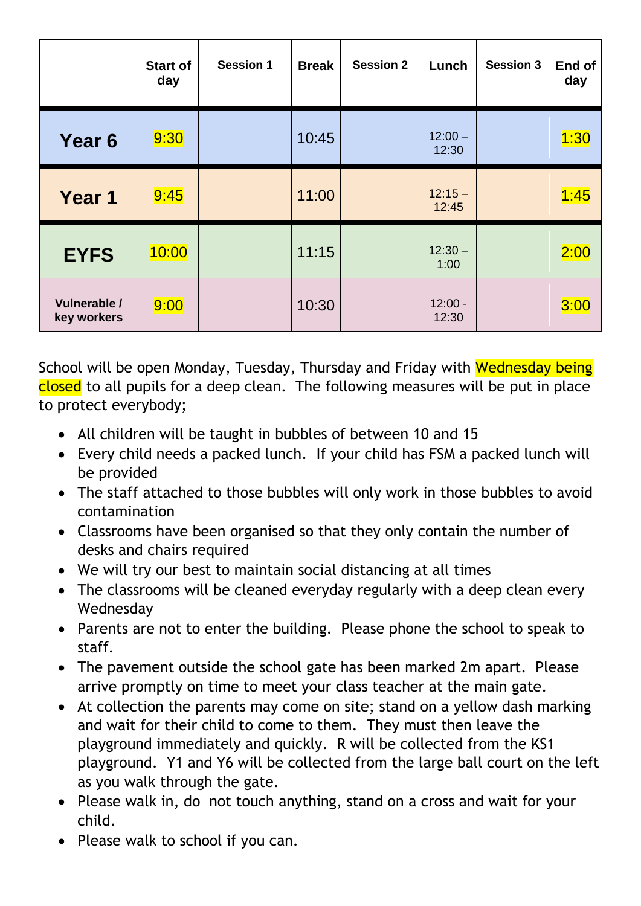| | Start of day | Session 1 | Break | Session 2 | Lunch | Session 3 | End of day |
|---|---|---|---|---|---|---|---|
| **Year 6** | 9:30 | | 10:45 | | 12:00 – 12:30 | | 1:30 |
| **Year 1** | 9:45 | | 11:00 | | 12:15 – 12:45 | | 1:45 |
| **EYFS** | 10:00 | | 11:15 | | 12:30 – 1:00 | | 2:00 |
| **Vulnerable / key workers** | 9:00 | | 10:30 | | 12:00 - 12:30 | | 3:00 |

School will be open Monday, Tuesday, Thursday and Friday with Wednesday being closed to all pupils for a deep clean. The following measures will be put in place to protect everybody;

- All children will be taught in bubbles of between 10 and 15
- Every child needs a packed lunch. If your child has FSM a packed lunch will be provided
- The staff attached to those bubbles will only work in those bubbles to avoid contamination
- Classrooms have been organised so that they only contain the number of desks and chairs required
- We will try our best to maintain social distancing at all times
- The classrooms will be cleaned everyday regularly with a deep clean every Wednesday
- Parents are not to enter the building. Please phone the school to speak to staff.
- The pavement outside the school gate has been marked 2m apart. Please arrive promptly on time to meet your class teacher at the main gate.
- At collection the parents may come on site; stand on a yellow dash marking and wait for their child to come to them. They must then leave the playground immediately and quickly. R will be collected from the KS1 playground. Y1 and Y6 will be collected from the large ball court on the left as you walk through the gate.
- Please walk in, do not touch anything, stand on a cross and wait for your child.
- Please walk to school if you can.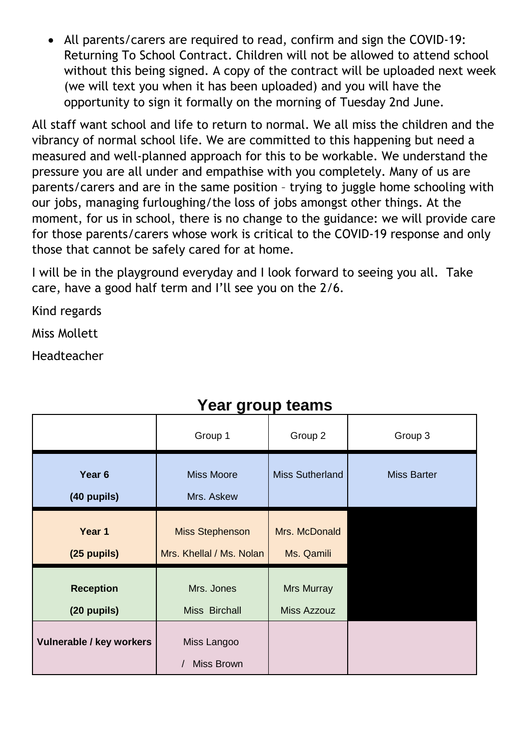- All parents/carers are required to read, confirm and sign the COVID-19: Returning To School Contract. Children will not be allowed to attend school without this being signed. A copy of the contract will be uploaded next week (we will text you when it has been uploaded) and you will have the opportunity to sign it formally on the morning of Tuesday 2nd June.

All staff want school and life to return to normal. We all miss the children and the vibrancy of normal school life. We are committed to this happening but need a measured and well-planned approach for this to be workable. We understand the pressure you are all under and empathise with you completely. Many of us are parents/carers and are in the same position – trying to juggle home schooling with our jobs, managing furloughing/the loss of jobs amongst other things. At the moment, for us in school, there is no change to the guidance: we will provide care for those parents/carers whose work is critical to the COVID-19 response and only those that cannot be safely cared for at home.

I will be in the playground everyday and I look forward to seeing you all. Take care, have a good half term and I'll see you on the 2/6.

Kind regards

Miss Mollett

Headteacher

## Year group teams

| | Group 1 | Group 2 | Group 3 |
|---|---|---|---|
| **Year 6** **(40 pupils)** | Miss Moore Mrs. Askew | Miss Sutherland | Miss Barter |
| **Year 1** **(25 pupils)** | Miss Stephenson Mrs. Khellal / Ms. Nolan | Mrs. McDonald Ms. Qamili | |
| **Reception** **(20 pupils)** | Mrs. Jones Miss Birchall | Mrs Murray Miss Azzouz | |
| **Vulnerable / key workers** | Miss Langoo / Miss Brown | | |